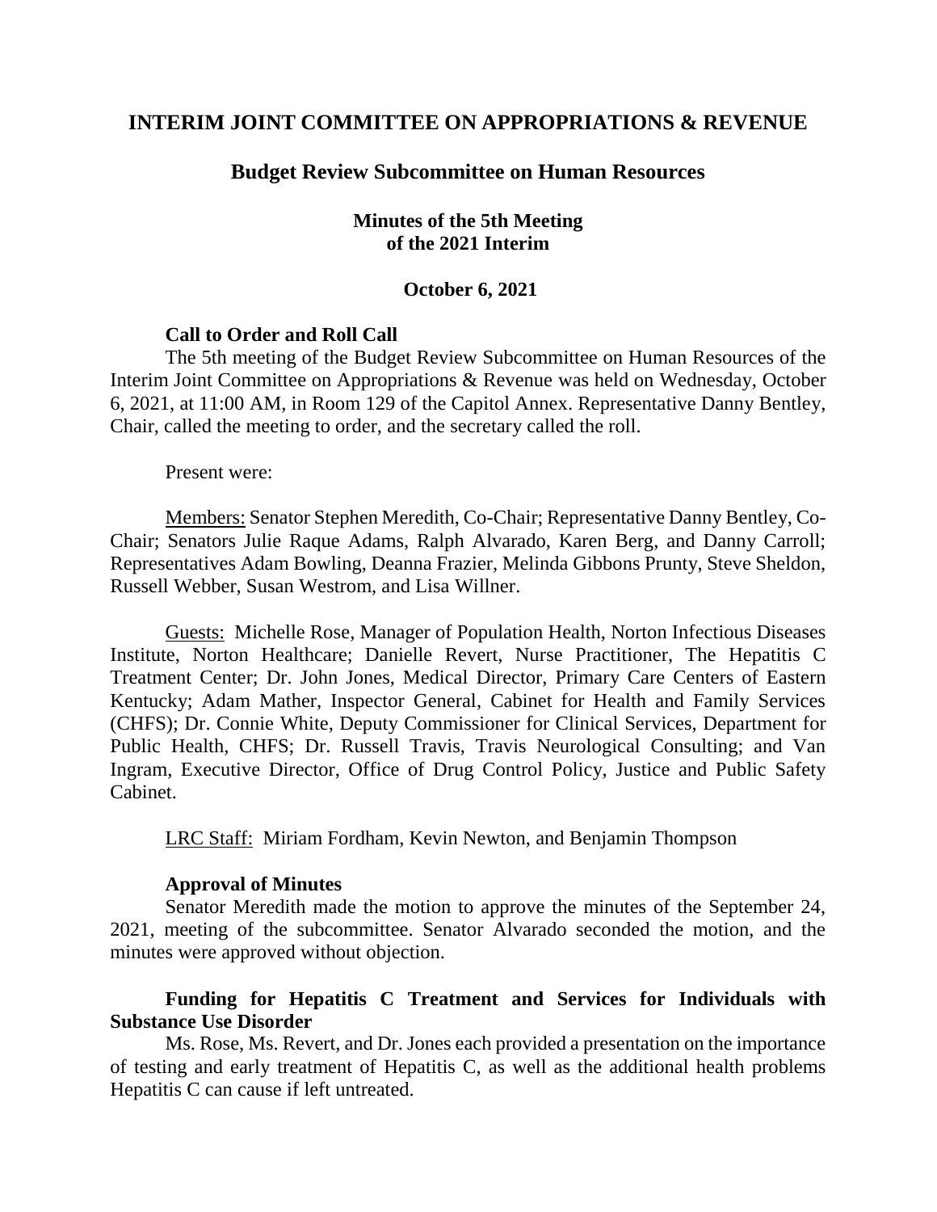# INTERIM JOINT COMMITTEE ON APPROPRIATIONS & REVENUE

## Budget Review Subcommittee on Human Resources

### Minutes of the 5th Meeting of the 2021 Interim

### October 6, 2021

**Call to Order and Roll Call**

The 5th meeting of the Budget Review Subcommittee on Human Resources of the Interim Joint Committee on Appropriations & Revenue was held on Wednesday, October 6, 2021, at 11:00 AM, in Room 129 of the Capitol Annex. Representative Danny Bentley, Chair, called the meeting to order, and the secretary called the roll.

Present were:

Members: Senator Stephen Meredith, Co-Chair; Representative Danny Bentley, Co-Chair; Senators Julie Raque Adams, Ralph Alvarado, Karen Berg, and Danny Carroll; Representatives Adam Bowling, Deanna Frazier, Melinda Gibbons Prunty, Steve Sheldon, Russell Webber, Susan Westrom, and Lisa Willner.

Guests: Michelle Rose, Manager of Population Health, Norton Infectious Diseases Institute, Norton Healthcare; Danielle Revert, Nurse Practitioner, The Hepatitis C Treatment Center; Dr. John Jones, Medical Director, Primary Care Centers of Eastern Kentucky; Adam Mather, Inspector General, Cabinet for Health and Family Services (CHFS); Dr. Connie White, Deputy Commissioner for Clinical Services, Department for Public Health, CHFS; Dr. Russell Travis, Travis Neurological Consulting; and Van Ingram, Executive Director, Office of Drug Control Policy, Justice and Public Safety Cabinet.

LRC Staff: Miriam Fordham, Kevin Newton, and Benjamin Thompson

**Approval of Minutes**

Senator Meredith made the motion to approve the minutes of the September 24, 2021, meeting of the subcommittee. Senator Alvarado seconded the motion, and the minutes were approved without objection.

**Funding for Hepatitis C Treatment and Services for Individuals with Substance Use Disorder**

Ms. Rose, Ms. Revert, and Dr. Jones each provided a presentation on the importance of testing and early treatment of Hepatitis C, as well as the additional health problems Hepatitis C can cause if left untreated.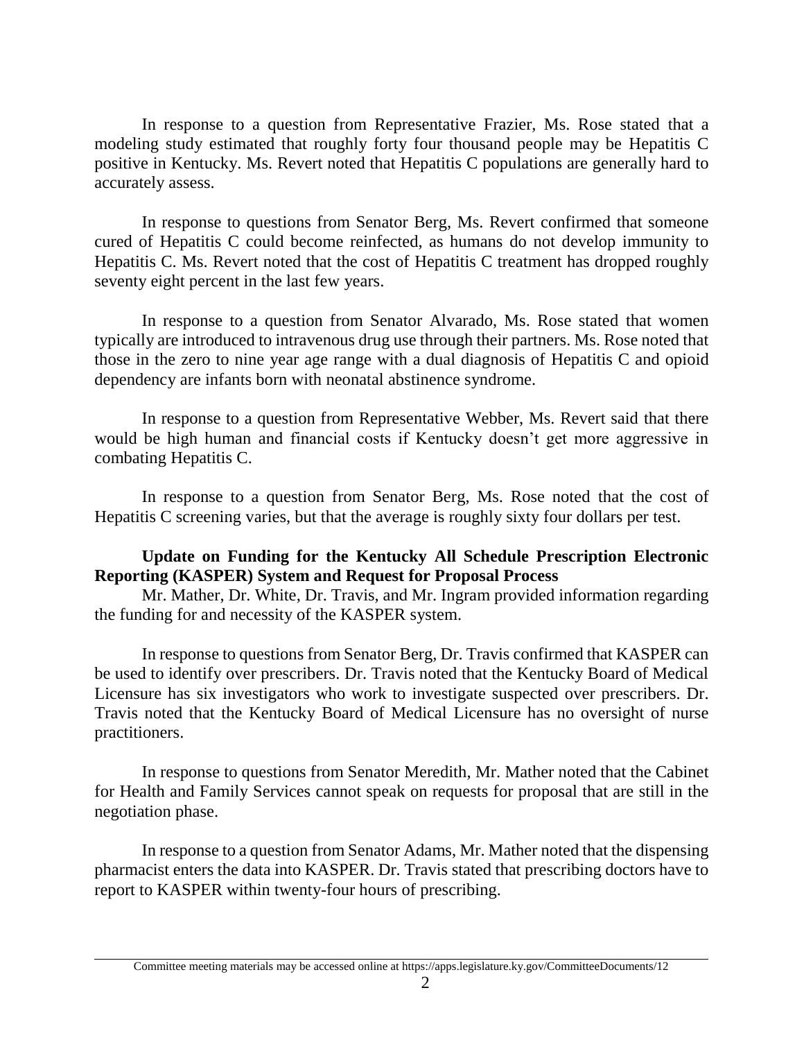In response to a question from Representative Frazier, Ms. Rose stated that a modeling study estimated that roughly forty four thousand people may be Hepatitis C positive in Kentucky. Ms. Revert noted that Hepatitis C populations are generally hard to accurately assess.

In response to questions from Senator Berg, Ms. Revert confirmed that someone cured of Hepatitis C could become reinfected, as humans do not develop immunity to Hepatitis C. Ms. Revert noted that the cost of Hepatitis C treatment has dropped roughly seventy eight percent in the last few years.

In response to a question from Senator Alvarado, Ms. Rose stated that women typically are introduced to intravenous drug use through their partners. Ms. Rose noted that those in the zero to nine year age range with a dual diagnosis of Hepatitis C and opioid dependency are infants born with neonatal abstinence syndrome.

In response to a question from Representative Webber, Ms. Revert said that there would be high human and financial costs if Kentucky doesn't get more aggressive in combating Hepatitis C.

In response to a question from Senator Berg, Ms. Rose noted that the cost of Hepatitis C screening varies, but that the average is roughly sixty four dollars per test.

**Update on Funding for the Kentucky All Schedule Prescription Electronic Reporting (KASPER) System and Request for Proposal Process**

Mr. Mather, Dr. White, Dr. Travis, and Mr. Ingram provided information regarding the funding for and necessity of the KASPER system.

In response to questions from Senator Berg, Dr. Travis confirmed that KASPER can be used to identify over prescribers. Dr. Travis noted that the Kentucky Board of Medical Licensure has six investigators who work to investigate suspected over prescribers. Dr. Travis noted that the Kentucky Board of Medical Licensure has no oversight of nurse practitioners.

In response to questions from Senator Meredith, Mr. Mather noted that the Cabinet for Health and Family Services cannot speak on requests for proposal that are still in the negotiation phase.

In response to a question from Senator Adams, Mr. Mather noted that the dispensing pharmacist enters the data into KASPER. Dr. Travis stated that prescribing doctors have to report to KASPER within twenty-four hours of prescribing.

Committee meeting materials may be accessed online at https://apps.legislature.ky.gov/CommitteeDocuments/12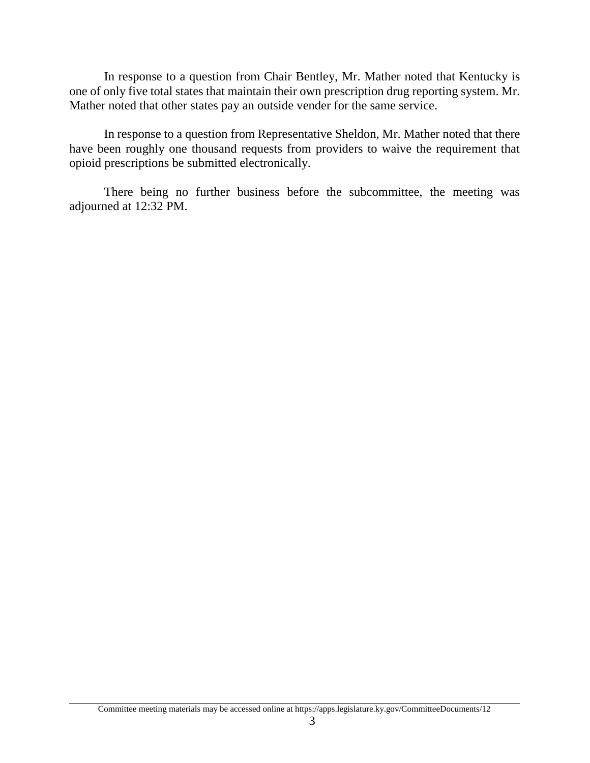In response to a question from Chair Bentley, Mr. Mather noted that Kentucky is one of only five total states that maintain their own prescription drug reporting system. Mr. Mather noted that other states pay an outside vender for the same service.

In response to a question from Representative Sheldon, Mr. Mather noted that there have been roughly one thousand requests from providers to waive the requirement that opioid prescriptions be submitted electronically.

There being no further business before the subcommittee, the meeting was adjourned at 12:32 PM.

Committee meeting materials may be accessed online at https://apps.legislature.ky.gov/CommitteeDocuments/12